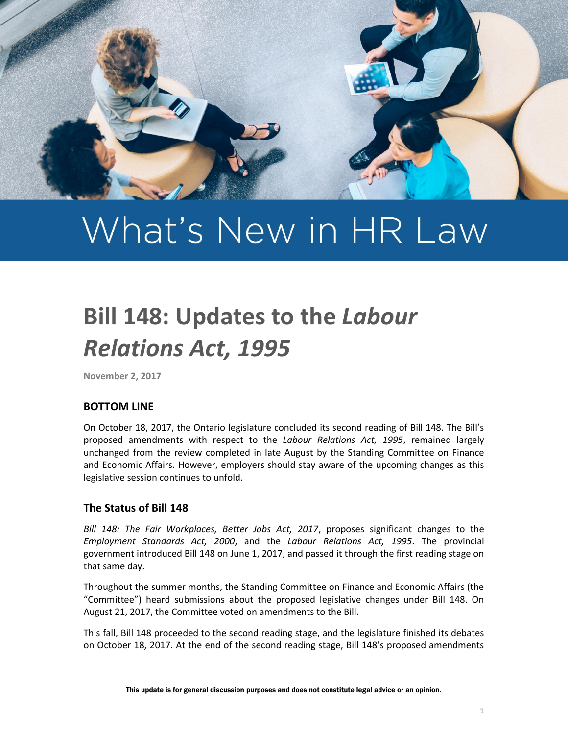What's New in HR Law

# Bill 148: Updates to the *Labour Relations Act, 1995*

**November 2, 2017**

## BOTTOM LINE

On October 18, 2017, the Ontario legislature concluded its second reading of Bill 148. The Bill's proposed amendments with respect to the *Labour Relations Act, 1995*, remained largely unchanged from the review completed in late August by the Standing Committee on Finance and Economic Affairs. However, employers should stay aware of the upcoming changes as this legislative session continues to unfold.

## The Status of Bill 148

*Bill 148: The Fair Workplaces, Better Jobs Act, 2017*, proposes significant changes to the *Employment Standards Act, 2000*, and the *Labour Relations Act, 1995*. The provincial government introduced Bill 148 on June 1, 2017, and passed it through the first reading stage on that same day.

Throughout the summer months, the Standing Committee on Finance and Economic Affairs (the "Committee") heard submissions about the proposed legislative changes under Bill 148. On August 21, 2017, the Committee voted on amendments to the Bill.

This fall, Bill 148 proceeded to the second reading stage, and the legislature finished its debates on October 18, 2017. At the end of the second reading stage, Bill 148's proposed amendments

This update is for general discussion purposes and does not constitute legal advice or an opinion.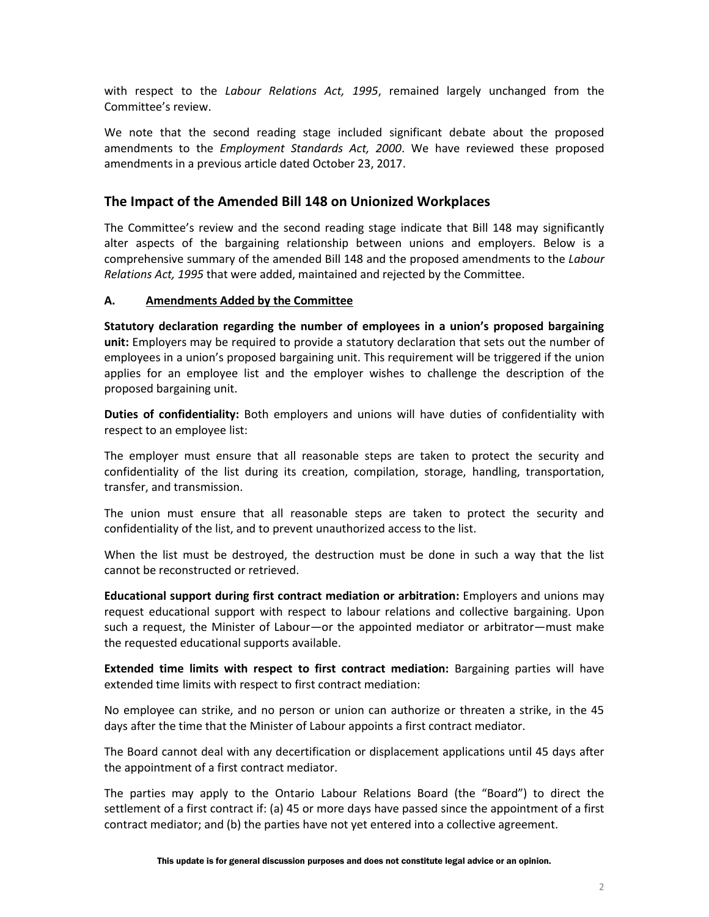with respect to the *Labour Relations Act, 1995*, remained largely unchanged from the Committee's review.

We note that the second reading stage included significant debate about the proposed amendments to the *Employment Standards Act, 2000*. We have reviewed these proposed amendments in a previous article dated October 23, 2017.

## The Impact of the Amended Bill 148 on Unionized Workplaces

The Committee's review and the second reading stage indicate that Bill 148 may significantly alter aspects of the bargaining relationship between unions and employers. Below is a comprehensive summary of the amended Bill 148 and the proposed amendments to the *Labour Relations Act, 1995* that were added, maintained and rejected by the Committee.

### A. Amendments Added by the Committee

**Statutory declaration regarding the number of employees in a union's proposed bargaining unit:** Employers may be required to provide a statutory declaration that sets out the number of employees in a union's proposed bargaining unit. This requirement will be triggered if the union applies for an employee list and the employer wishes to challenge the description of the proposed bargaining unit.

**Duties of confidentiality:** Both employers and unions will have duties of confidentiality with respect to an employee list:

The employer must ensure that all reasonable steps are taken to protect the security and confidentiality of the list during its creation, compilation, storage, handling, transportation, transfer, and transmission.

The union must ensure that all reasonable steps are taken to protect the security and confidentiality of the list, and to prevent unauthorized access to the list.

When the list must be destroyed, the destruction must be done in such a way that the list cannot be reconstructed or retrieved.

**Educational support during first contract mediation or arbitration:** Employers and unions may request educational support with respect to labour relations and collective bargaining. Upon such a request, the Minister of Labour—or the appointed mediator or arbitrator—must make the requested educational supports available.

**Extended time limits with respect to first contract mediation:** Bargaining parties will have extended time limits with respect to first contract mediation:

No employee can strike, and no person or union can authorize or threaten a strike, in the 45 days after the time that the Minister of Labour appoints a first contract mediator.

The Board cannot deal with any decertification or displacement applications until 45 days after the appointment of a first contract mediator.

The parties may apply to the Ontario Labour Relations Board (the "Board") to direct the settlement of a first contract if: (a) 45 or more days have passed since the appointment of a first contract mediator; and (b) the parties have not yet entered into a collective agreement.

This update is for general discussion purposes and does not constitute legal advice or an opinion.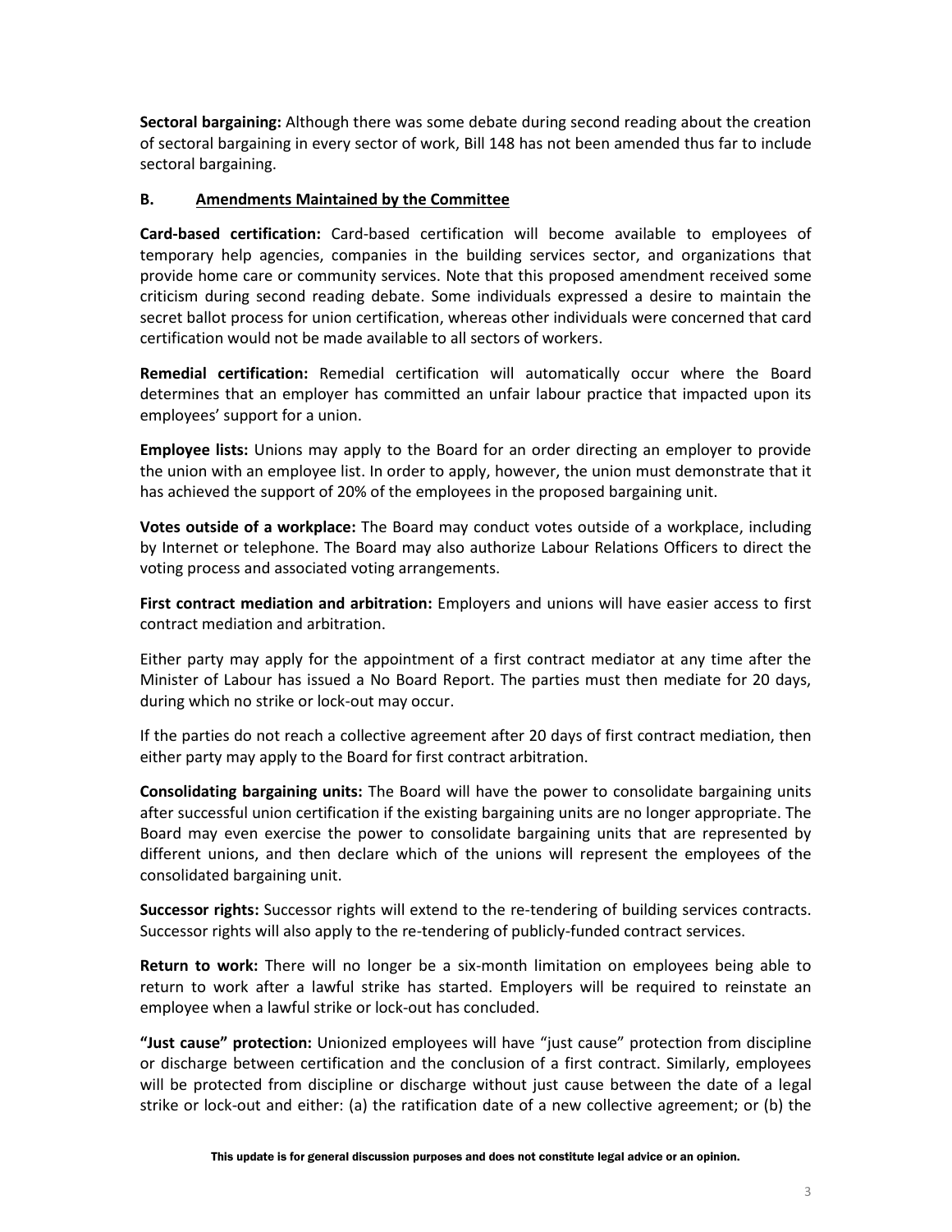**Sectoral bargaining:** Although there was some debate during second reading about the creation of sectoral bargaining in every sector of work, Bill 148 has not been amended thus far to include sectoral bargaining.

## B. Amendments Maintained by the Committee

**Card-based certification:** Card-based certification will become available to employees of temporary help agencies, companies in the building services sector, and organizations that provide home care or community services. Note that this proposed amendment received some criticism during second reading debate. Some individuals expressed a desire to maintain the secret ballot process for union certification, whereas other individuals were concerned that card certification would not be made available to all sectors of workers.

**Remedial certification:** Remedial certification will automatically occur where the Board determines that an employer has committed an unfair labour practice that impacted upon its employees' support for a union.

**Employee lists:** Unions may apply to the Board for an order directing an employer to provide the union with an employee list. In order to apply, however, the union must demonstrate that it has achieved the support of 20% of the employees in the proposed bargaining unit.

**Votes outside of a workplace:** The Board may conduct votes outside of a workplace, including by Internet or telephone. The Board may also authorize Labour Relations Officers to direct the voting process and associated voting arrangements.

**First contract mediation and arbitration:** Employers and unions will have easier access to first contract mediation and arbitration.

Either party may apply for the appointment of a first contract mediator at any time after the Minister of Labour has issued a No Board Report. The parties must then mediate for 20 days, during which no strike or lock-out may occur.

If the parties do not reach a collective agreement after 20 days of first contract mediation, then either party may apply to the Board for first contract arbitration.

**Consolidating bargaining units:** The Board will have the power to consolidate bargaining units after successful union certification if the existing bargaining units are no longer appropriate. The Board may even exercise the power to consolidate bargaining units that are represented by different unions, and then declare which of the unions will represent the employees of the consolidated bargaining unit.

**Successor rights:** Successor rights will extend to the re-tendering of building services contracts. Successor rights will also apply to the re-tendering of publicly-funded contract services.

**Return to work:** There will no longer be a six-month limitation on employees being able to return to work after a lawful strike has started. Employers will be required to reinstate an employee when a lawful strike or lock-out has concluded.

**"Just cause" protection:** Unionized employees will have "just cause" protection from discipline or discharge between certification and the conclusion of a first contract. Similarly, employees will be protected from discipline or discharge without just cause between the date of a legal strike or lock-out and either: (a) the ratification date of a new collective agreement; or (b) the

This update is for general discussion purposes and does not constitute legal advice or an opinion.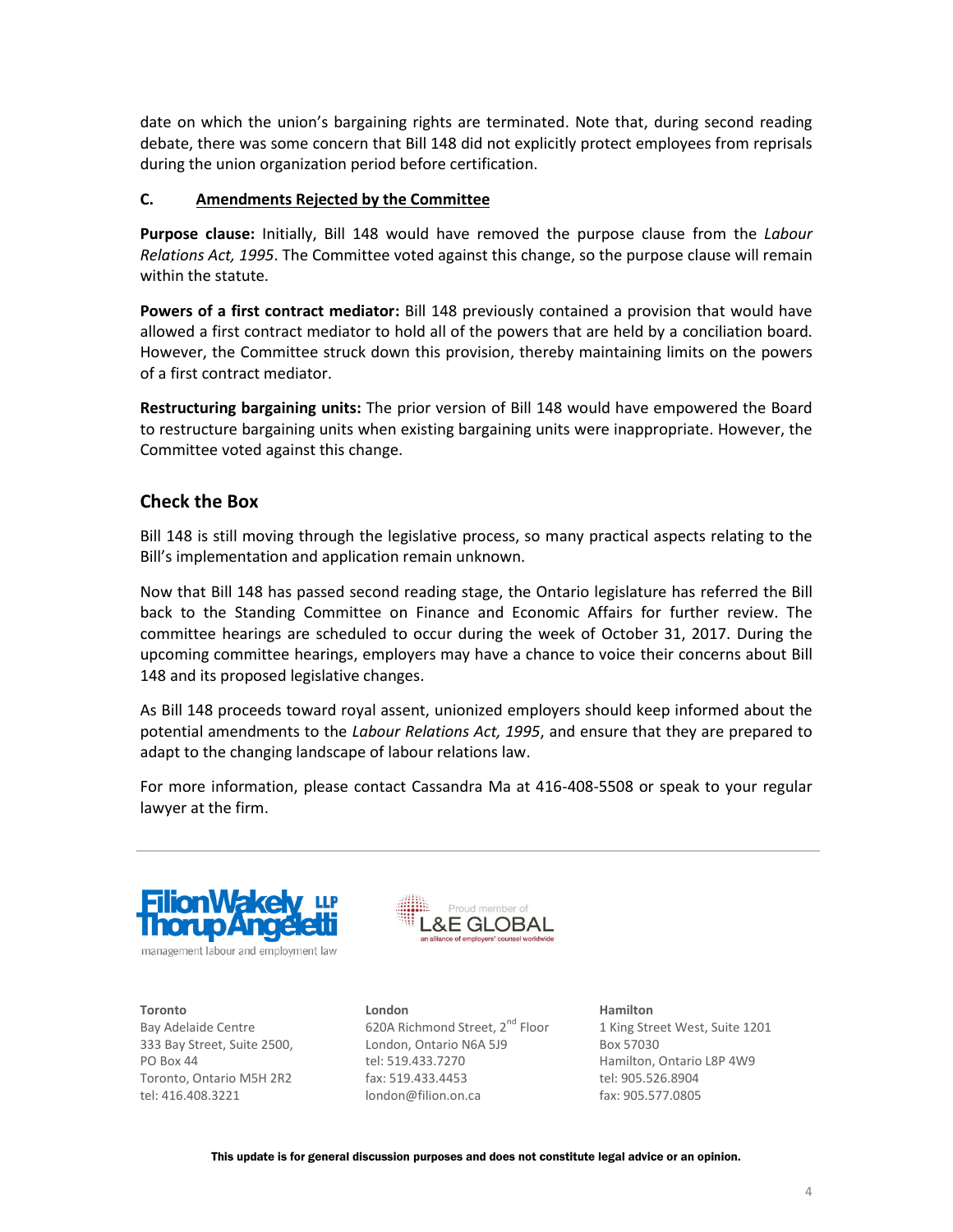date on which the union's bargaining rights are terminated. Note that, during second reading debate, there was some concern that Bill 148 did not explicitly protect employees from reprisals during the union organization period before certification.

**C. Amendments Rejected by the Committee**

**Purpose clause:** Initially, Bill 148 would have removed the purpose clause from the *Labour Relations Act, 1995*. The Committee voted against this change, so the purpose clause will remain within the statute.

**Powers of a first contract mediator:** Bill 148 previously contained a provision that would have allowed a first contract mediator to hold all of the powers that are held by a conciliation board. However, the Committee struck down this provision, thereby maintaining limits on the powers of a first contract mediator.

**Restructuring bargaining units:** The prior version of Bill 148 would have empowered the Board to restructure bargaining units when existing bargaining units were inappropriate. However, the Committee voted against this change.

## Check the Box

Bill 148 is still moving through the legislative process, so many practical aspects relating to the Bill's implementation and application remain unknown.

Now that Bill 148 has passed second reading stage, the Ontario legislature has referred the Bill back to the Standing Committee on Finance and Economic Affairs for further review. The committee hearings are scheduled to occur during the week of October 31, 2017. During the upcoming committee hearings, employers may have a chance to voice their concerns about Bill 148 and its proposed legislative changes.

As Bill 148 proceeds toward royal assent, unionized employers should keep informed about the potential amendments to the *Labour Relations Act, 1995*, and ensure that they are prepared to adapt to the changing landscape of labour relations law.

For more information, please contact Cassandra Ma at 416-408-5508 or speak to your regular lawyer at the firm.

---

Filion Wakely Thorup Angeletti LLP
management labour and employment law

Proud member of L&E GLOBAL
an alliance of employers' counsel worldwide

**Toronto**
Bay Adelaide Centre
333 Bay Street, Suite 2500,
PO Box 44
Toronto, Ontario M5H 2R2
tel: 416.408.3221

**London**
620A Richmond Street, 2nd Floor
London, Ontario N6A 5J9
tel: 519.433.7270
fax: 519.433.4453
london@filion.on.ca

**Hamilton**
1 King Street West, Suite 1201
Box 57030
Hamilton, Ontario L8P 4W9
tel: 905.526.8904
fax: 905.577.0805

**This update is for general discussion purposes and does not constitute legal advice or an opinion.**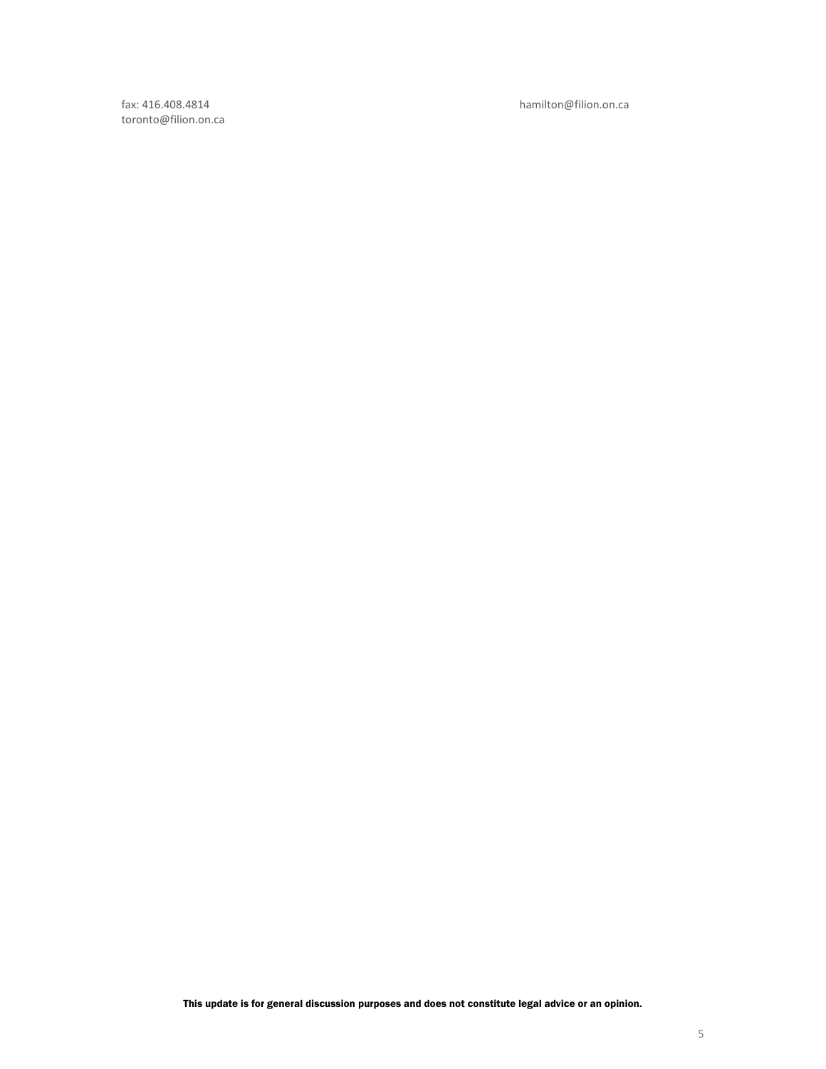fax: 416.408.4814
toronto@filion.on.ca

hamilton@filion.on.ca

**This update is for general discussion purposes and does not constitute legal advice or an opinion.**